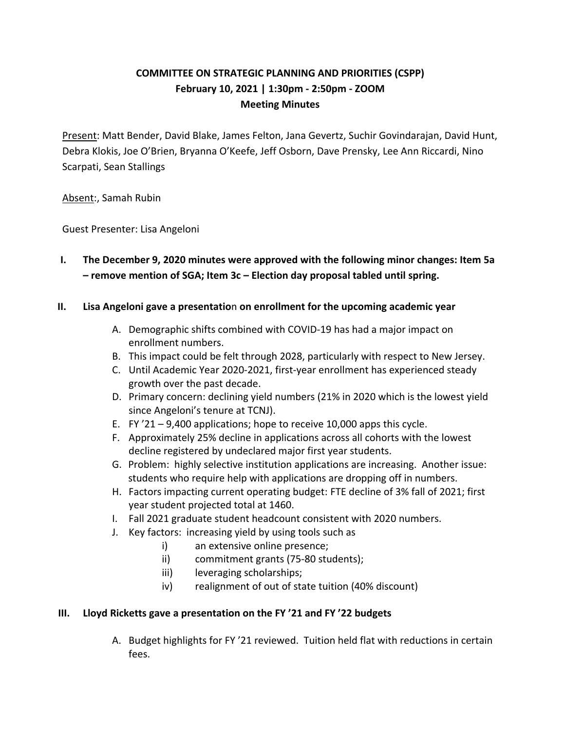# COMMITTEE ON STRATEGIC PLANNING AND PRIORITIES (CSPP)

**February 10, 2021 | 1:30pm - 2:50pm - ZOOM**

**Meeting Minutes**

Present: Matt Bender, David Blake, James Felton, Jana Gevertz, Suchir Govindarajan, David Hunt, Debra Klokis, Joe O'Brien, Bryanna O'Keefe, Jeff Osborn, Dave Prensky, Lee Ann Riccardi, Nino Scarpati, Sean Stallings

Absent:, Samah Rubin

Guest Presenter: Lisa Angeloni

**I. The December 9, 2020 minutes were approved with the following minor changes: Item 5a – remove mention of SGA; Item 3c – Election day proposal tabled until spring.**

**II. Lisa Angeloni gave a presentation on enrollment for the upcoming academic year**

A. Demographic shifts combined with COVID-19 has had a major impact on enrollment numbers.

B. This impact could be felt through 2028, particularly with respect to New Jersey.

C. Until Academic Year 2020-2021, first-year enrollment has experienced steady growth over the past decade.

D. Primary concern: declining yield numbers (21% in 2020 which is the lowest yield since Angeloni's tenure at TCNJ).

E. FY '21 – 9,400 applications; hope to receive 10,000 apps this cycle.

F. Approximately 25% decline in applications across all cohorts with the lowest decline registered by undeclared major first year students.

G. Problem: highly selective institution applications are increasing. Another issue: students who require help with applications are dropping off in numbers.

H. Factors impacting current operating budget: FTE decline of 3% fall of 2021; first year student projected total at 1460.

I. Fall 2021 graduate student headcount consistent with 2020 numbers.

J. Key factors: increasing yield by using tools such as

   i) an extensive online presence;

   ii) commitment grants (75-80 students);

   iii) leveraging scholarships;

   iv) realignment of out of state tuition (40% discount)

**III. Lloyd Ricketts gave a presentation on the FY '21 and FY '22 budgets**

A. Budget highlights for FY '21 reviewed. Tuition held flat with reductions in certain fees.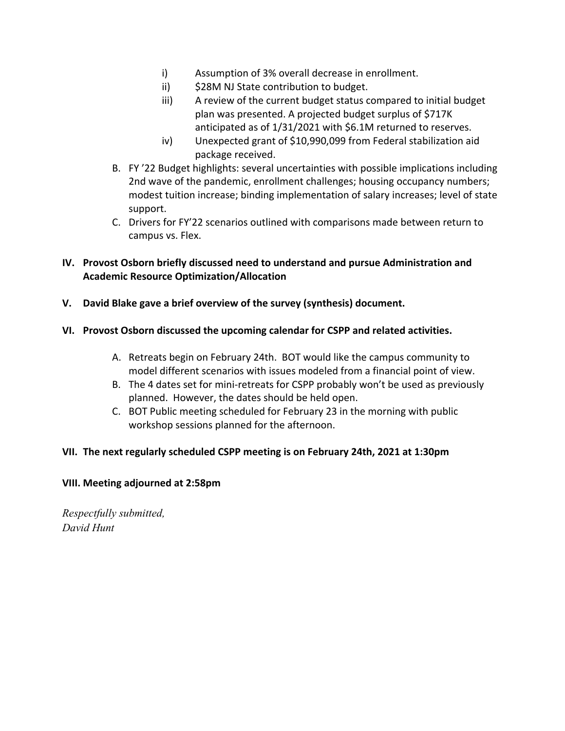i) Assumption of 3% overall decrease in enrollment.
   ii) $28M NJ State contribution to budget.
   iii) A review of the current budget status compared to initial budget plan was presented. A projected budget surplus of $717K anticipated as of 1/31/2021 with $6.1M returned to reserves.
   iv) Unexpected grant of $10,990,099 from Federal stabilization aid package received.

B. FY '22 Budget highlights: several uncertainties with possible implications including 2nd wave of the pandemic, enrollment challenges; housing occupancy numbers; modest tuition increase; binding implementation of salary increases; level of state support.

C. Drivers for FY'22 scenarios outlined with comparisons made between return to campus vs. Flex.

**IV. Provost Osborn briefly discussed need to understand and pursue Administration and Academic Resource Optimization/Allocation**

**V. David Blake gave a brief overview of the survey (synthesis) document.**

**VI. Provost Osborn discussed the upcoming calendar for CSPP and related activities.**

A. Retreats begin on February 24th. BOT would like the campus community to model different scenarios with issues modeled from a financial point of view.

B. The 4 dates set for mini-retreats for CSPP probably won't be used as previously planned. However, the dates should be held open.

C. BOT Public meeting scheduled for February 23 in the morning with public workshop sessions planned for the afternoon.

**VII. The next regularly scheduled CSPP meeting is on February 24th, 2021 at 1:30pm**

**VIII. Meeting adjourned at 2:58pm**

*Respectfully submitted,*
*David Hunt*